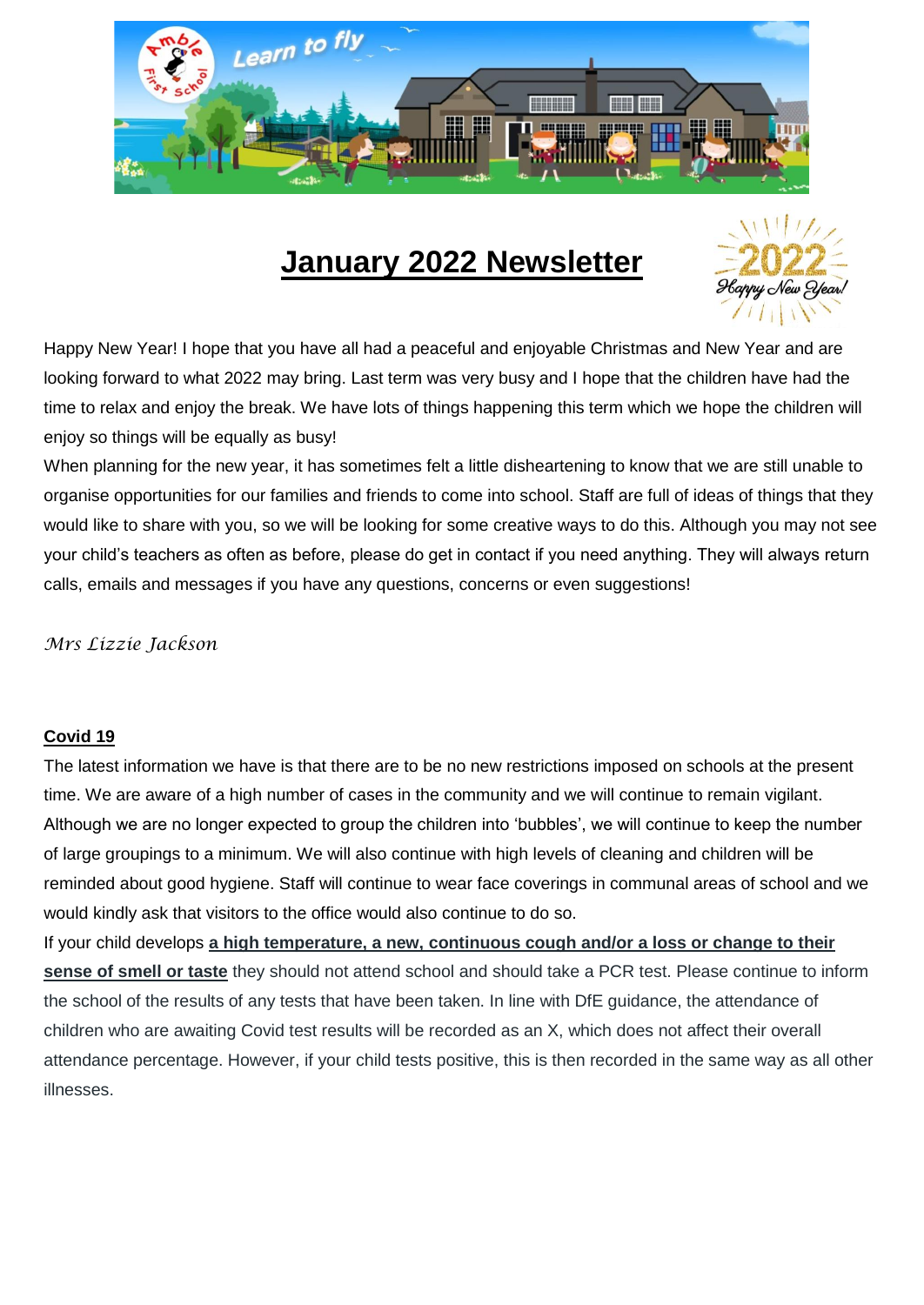# January 2022 Newsletter

Happy New Year! I hope that you have all had a peaceful and enjoyable Christmas and New Year and are looking forward to what 2022 may bring. Last term was very busy and I hope that the children have had the time to relax and enjoy the break. We have lots of things happening this term which we hope the children will enjoy so things will be equally as busy!

When planning for the new year, it has sometimes felt a little disheartening to know that we are still unable to organise opportunities for our families and friends to come into school. Staff are full of ideas of things that they would like to share with you, so we will be looking for some creative ways to do this. Although you may not see your child's teachers as often as before, please do get in contact if you need anything. They will always return calls, emails and messages if you have any questions, concerns or even suggestions!

*Mrs Lizzie Jackson*

## Covid 19

The latest information we have is that there are to be no new restrictions imposed on schools at the present time. We are aware of a high number of cases in the community and we will continue to remain vigilant. Although we are no longer expected to group the children into 'bubbles', we will continue to keep the number of large groupings to a minimum. We will also continue with high levels of cleaning and children will be reminded about good hygiene. Staff will continue to wear face coverings in communal areas of school and we would kindly ask that visitors to the office would also continue to do so.

If your child develops **a high temperature, a new, continuous cough and/or a loss or change to their sense of smell or taste** they should not attend school and should take a PCR test. Please continue to inform the school of the results of any tests that have been taken. In line with DfE guidance, the attendance of children who are awaiting Covid test results will be recorded as an X, which does not affect their overall attendance percentage. However, if your child tests positive, this is then recorded in the same way as all other illnesses.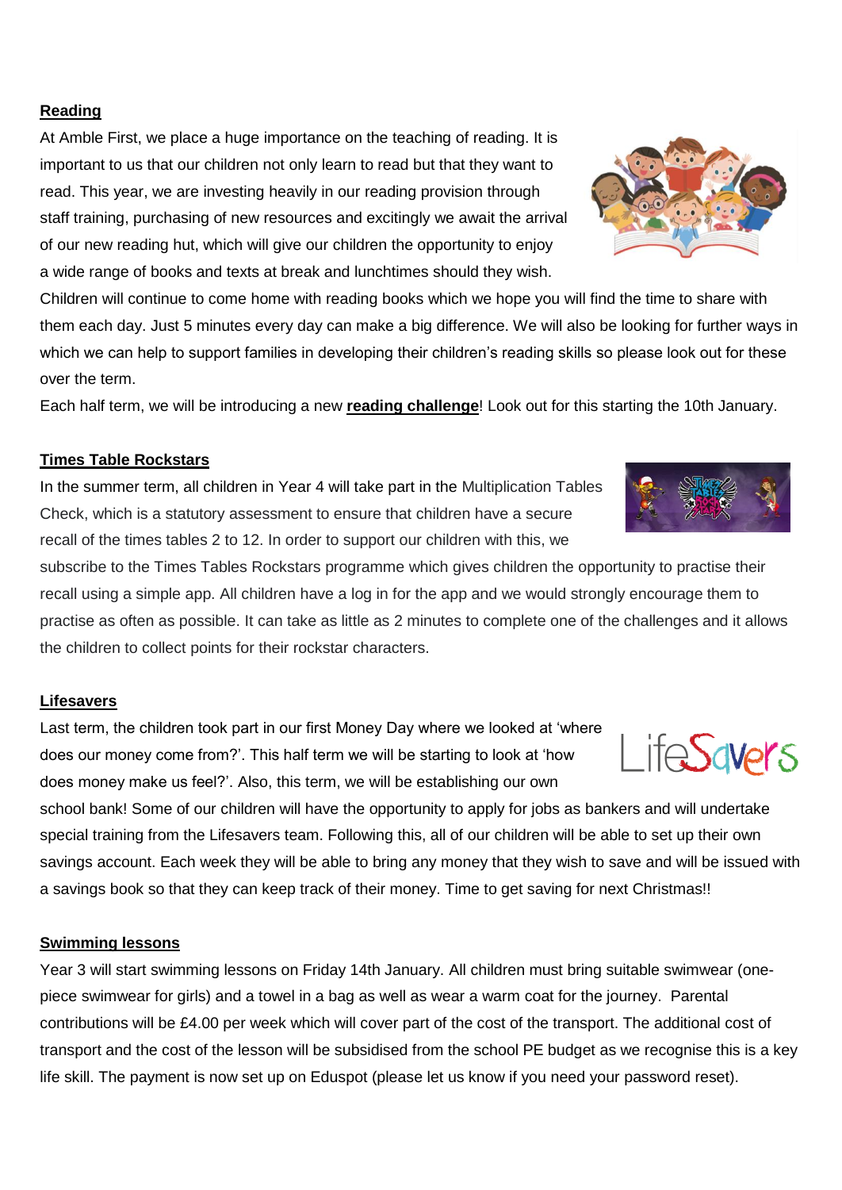## Reading

At Amble First, we place a huge importance on the teaching of reading. It is important to us that our children not only learn to read but that they want to read. This year, we are investing heavily in our reading provision through staff training, purchasing of new resources and excitingly we await the arrival of our new reading hut, which will give our children the opportunity to enjoy a wide range of books and texts at break and lunchtimes should they wish. Children will continue to come home with reading books which we hope you will find the time to share with them each day. Just 5 minutes every day can make a big difference. We will also be looking for further ways in which we can help to support families in developing their children's reading skills so please look out for these over the term.

Each half term, we will be introducing a new **reading challenge**! Look out for this starting the 10th January.

## Times Table Rockstars

In the summer term, all children in Year 4 will take part in the Multiplication Tables Check, which is a statutory assessment to ensure that children have a secure recall of the times tables 2 to 12. In order to support our children with this, we subscribe to the Times Tables Rockstars programme which gives children the opportunity to practise their recall using a simple app. All children have a log in for the app and we would strongly encourage them to practise as often as possible. It can take as little as 2 minutes to complete one of the challenges and it allows the children to collect points for their rockstar characters.

## Lifesavers

Last term, the children took part in our first Money Day where we looked at 'where does our money come from?'. This half term we will be starting to look at 'how does money make us feel?'. Also, this term, we will be establishing our own school bank! Some of our children will have the opportunity to apply for jobs as bankers and will undertake special training from the Lifesavers team. Following this, all of our children will be able to set up their own savings account. Each week they will be able to bring any money that they wish to save and will be issued with a savings book so that they can keep track of their money. Time to get saving for next Christmas!!

## Swimming lessons

Year 3 will start swimming lessons on Friday 14th January. All children must bring suitable swimwear (one-piece swimwear for girls) and a towel in a bag as well as wear a warm coat for the journey. Parental contributions will be £4.00 per week which will cover part of the cost of the transport. The additional cost of transport and the cost of the lesson will be subsidised from the school PE budget as we recognise this is a key life skill. The payment is now set up on Eduspot (please let us know if you need your password reset).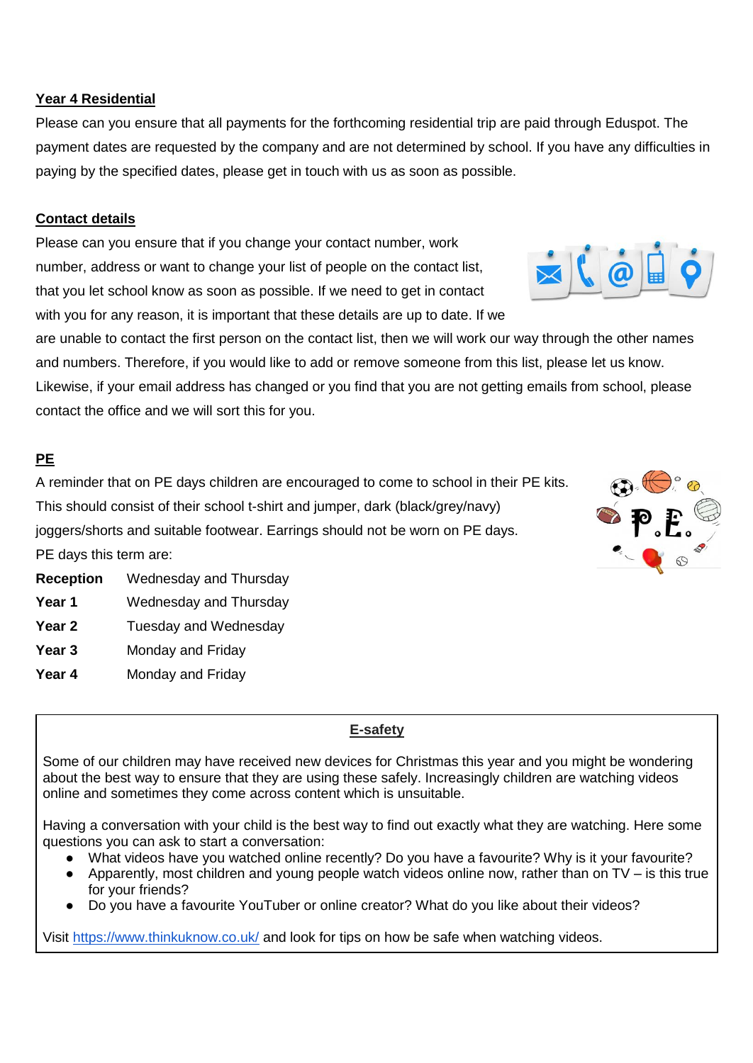## Year 4 Residential

Please can you ensure that all payments for the forthcoming residential trip are paid through Eduspot. The payment dates are requested by the company and are not determined by school. If you have any difficulties in paying by the specified dates, please get in touch with us as soon as possible.

## Contact details

Please can you ensure that if you change your contact number, work number, address or want to change your list of people on the contact list, that you let school know as soon as possible. If we need to get in contact with you for any reason, it is important that these details are up to date. If we are unable to contact the first person on the contact list, then we will work our way through the other names and numbers. Therefore, if you would like to add or remove someone from this list, please let us know. Likewise, if your email address has changed or you find that you are not getting emails from school, please contact the office and we will sort this for you.

## PE

A reminder that on PE days children are encouraged to come to school in their PE kits. This should consist of their school t-shirt and jumper, dark (black/grey/navy) joggers/shorts and suitable footwear. Earrings should not be worn on PE days.

PE days this term are:

| | |
|---|---|
| **Reception** | Wednesday and Thursday |
| **Year 1** | Wednesday and Thursday |
| **Year 2** | Tuesday and Wednesday |
| **Year 3** | Monday and Friday |
| **Year 4** | Monday and Friday |

## E-safety

Some of our children may have received new devices for Christmas this year and you might be wondering about the best way to ensure that they are using these safely. Increasingly children are watching videos online and sometimes they come across content which is unsuitable.

Having a conversation with your child is the best way to find out exactly what they are watching. Here some questions you can ask to start a conversation:

- What videos have you watched online recently? Do you have a favourite? Why is it your favourite?
- Apparently, most children and young people watch videos online now, rather than on TV – is this true for your friends?
- Do you have a favourite YouTuber or online creator? What do you like about their videos?

Visit https://www.thinkuknow.co.uk/ and look for tips on how be safe when watching videos.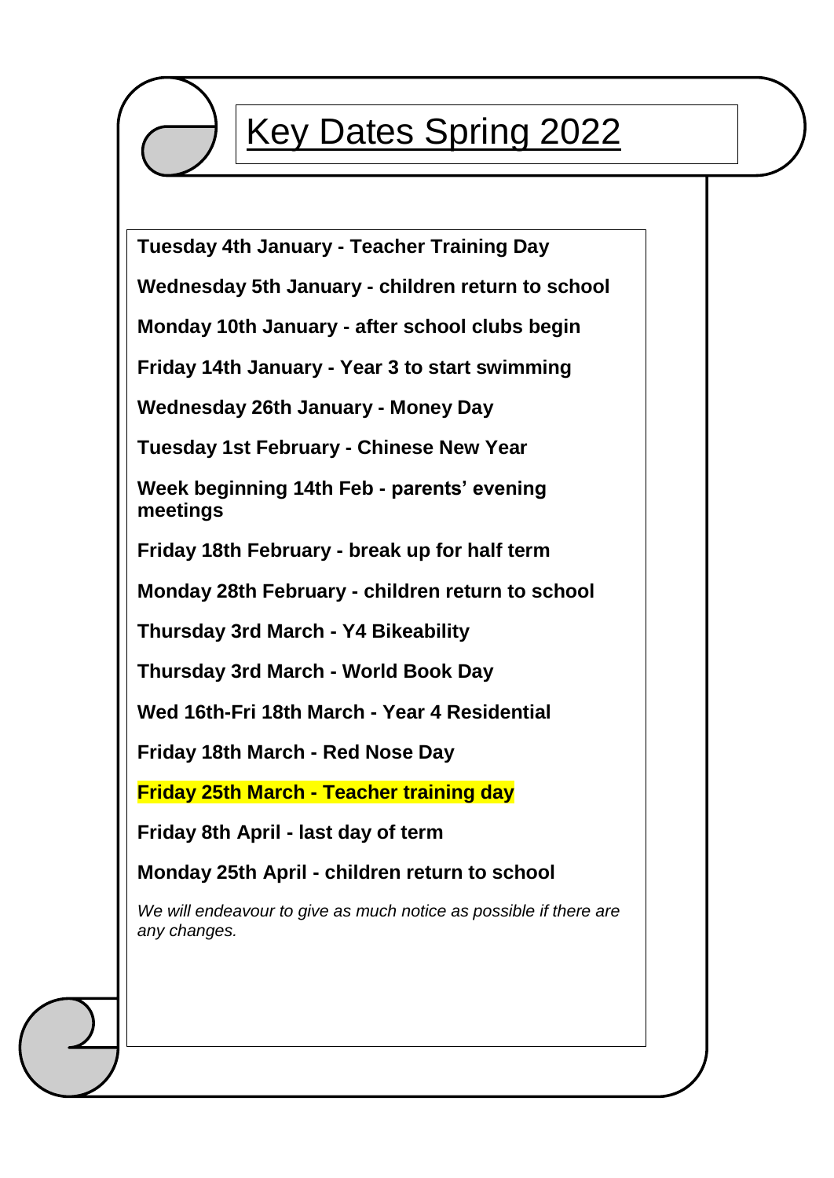# Key Dates Spring 2022

**Tuesday 4th January - Teacher Training Day**

**Wednesday 5th January - children return to school**

**Monday 10th January - after school clubs begin**

**Friday 14th January - Year 3 to start swimming**

**Wednesday 26th January - Money Day**

**Tuesday 1st February - Chinese New Year**

**Week beginning 14th Feb - parents' evening meetings**

**Friday 18th February - break up for half term**

**Monday 28th February - children return to school**

**Thursday 3rd March - Y4 Bikeability**

**Thursday 3rd March - World Book Day**

**Wed 16th-Fri 18th March - Year 4 Residential**

**Friday 18th March - Red Nose Day**

**Friday 25th March - Teacher training day**

**Friday 8th April - last day of term**

**Monday 25th April - children return to school**

*We will endeavour to give as much notice as possible if there are any changes.*